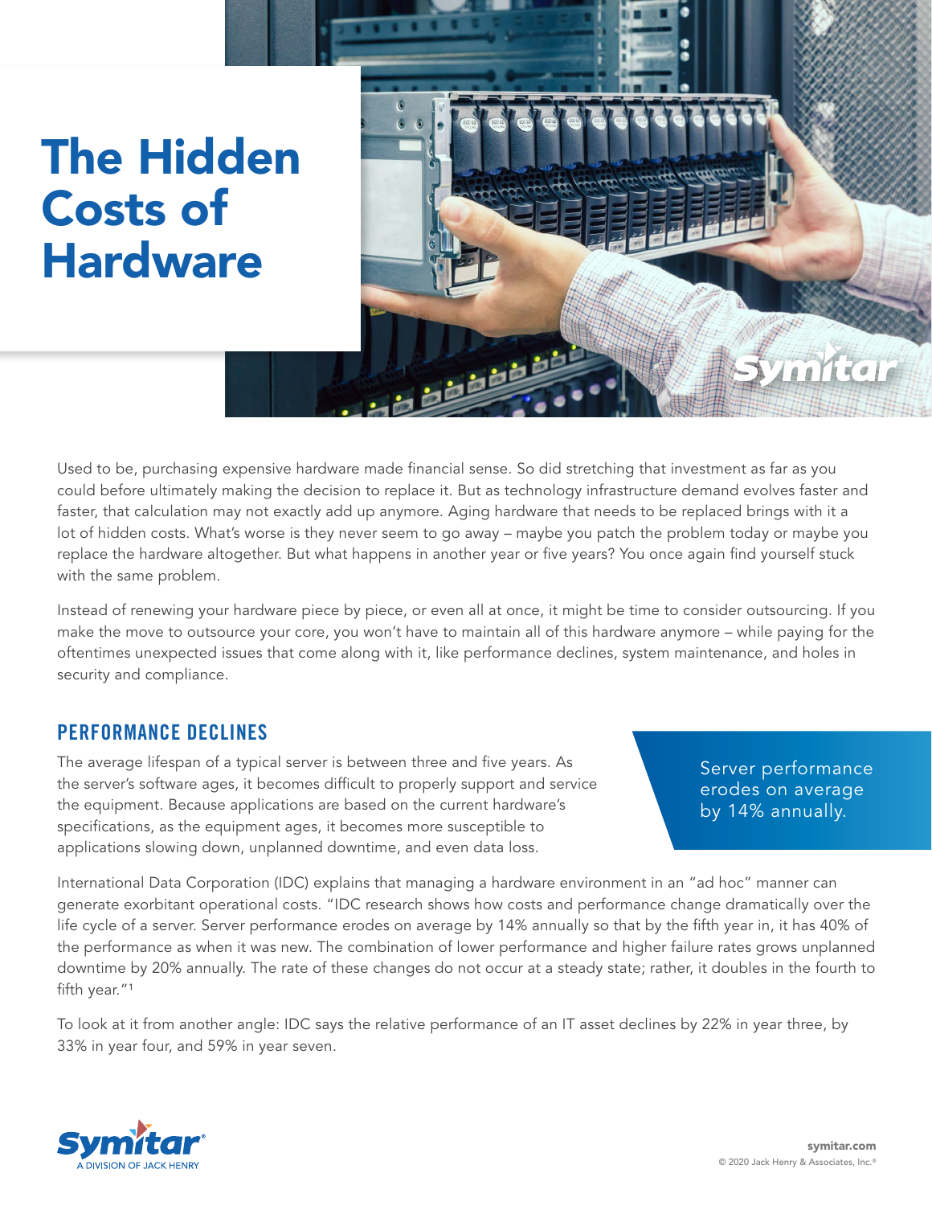# The Hidden Costs of Hardware

Used to be, purchasing expensive hardware made financial sense. So did stretching that investment as far as you could before ultimately making the decision to replace it. But as technology infrastructure demand evolves faster and faster, that calculation may not exactly add up anymore. Aging hardware that needs to be replaced brings with it a lot of hidden costs. What's worse is they never seem to go away – maybe you patch the problem today or maybe you replace the hardware altogether. But what happens in another year or five years? You once again find yourself stuck with the same problem.

Instead of renewing your hardware piece by piece, or even all at once, it might be time to consider outsourcing. If you make the move to outsource your core, you won't have to maintain all of this hardware anymore – while paying for the oftentimes unexpected issues that come along with it, like performance declines, system maintenance, and holes in security and compliance.

## PERFORMANCE DECLINES

The average lifespan of a typical server is between three and five years. As the server's software ages, it becomes difficult to properly support and service the equipment. Because applications are based on the current hardware's specifications, as the equipment ages, it becomes more susceptible to applications slowing down, unplanned downtime, and even data loss.

> Server performance erodes on average by 14% annually.

International Data Corporation (IDC) explains that managing a hardware environment in an "ad hoc" manner can generate exorbitant operational costs. "IDC research shows how costs and performance change dramatically over the life cycle of a server. Server performance erodes on average by 14% annually so that by the fifth year in, it has 40% of the performance as when it was new. The combination of lower performance and higher failure rates grows unplanned downtime by 20% annually. The rate of these changes do not occur at a steady state; rather, it doubles in the fourth to fifth year."[1]

To look at it from another angle: IDC says the relative performance of an IT asset declines by 22% in year three, by 33% in year four, and 59% in year seven.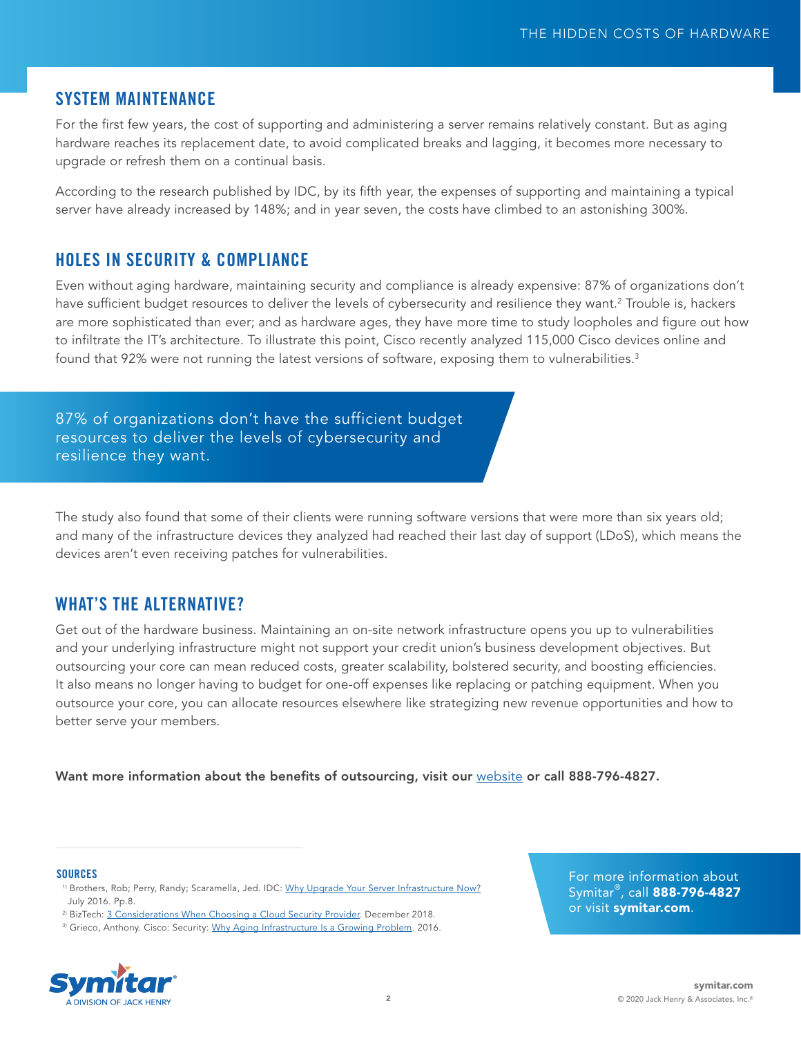## SYSTEM MAINTENANCE

For the first few years, the cost of supporting and administering a server remains relatively constant. But as aging hardware reaches its replacement date, to avoid complicated breaks and lagging, it becomes more necessary to upgrade or refresh them on a continual basis.

According to the research published by IDC, by its fifth year, the expenses of supporting and maintaining a typical server have already increased by 148%; and in year seven, the costs have climbed to an astonishing 300%.

## HOLES IN SECURITY & COMPLIANCE

Even without aging hardware, maintaining security and compliance is already expensive: 87% of organizations don't have sufficient budget resources to deliver the levels of cybersecurity and resilience they want.[2] Trouble is, hackers are more sophisticated than ever; and as hardware ages, they have more time to study loopholes and figure out how to infiltrate the IT's architecture. To illustrate this point, Cisco recently analyzed 115,000 Cisco devices online and found that 92% were not running the latest versions of software, exposing them to vulnerabilities.[3]

> 87% of organizations don't have the sufficient budget resources to deliver the levels of cybersecurity and resilience they want.

The study also found that some of their clients were running software versions that were more than six years old; and many of the infrastructure devices they analyzed had reached their last day of support (LDoS), which means the devices aren't even receiving patches for vulnerabilities.

## WHAT'S THE ALTERNATIVE?

Get out of the hardware business. Maintaining an on-site network infrastructure opens you up to vulnerabilities and your underlying infrastructure might not support your credit union's business development objectives. But outsourcing your core can mean reduced costs, greater scalability, bolstered security, and boosting efficiencies. It also means no longer having to budget for one-off expenses like replacing or patching equipment. When you outsource your core, you can allocate resources elsewhere like strategizing new revenue opportunities and how to better serve your members.

**Want more information about the benefits of outsourcing, visit our website or call 888-796-4827.**

#### SOURCES

1) Brothers, Rob; Perry, Randy; Scaramella, Jed. IDC: Why Upgrade Your Server Infrastructure Now? July 2016. Pp.8.
2) BizTech: 3 Considerations When Choosing a Cloud Security Provider. December 2018.
3) Grieco, Anthony. Cisco: Security: Why Aging Infrastructure Is a Growing Problem. 2016.

For more information about Symitar®, call **888-796-4827** or visit **symitar.com**.

Symitar® A DIVISION OF JACK HENRY

symitar.com
© 2020 Jack Henry & Associates, Inc.®